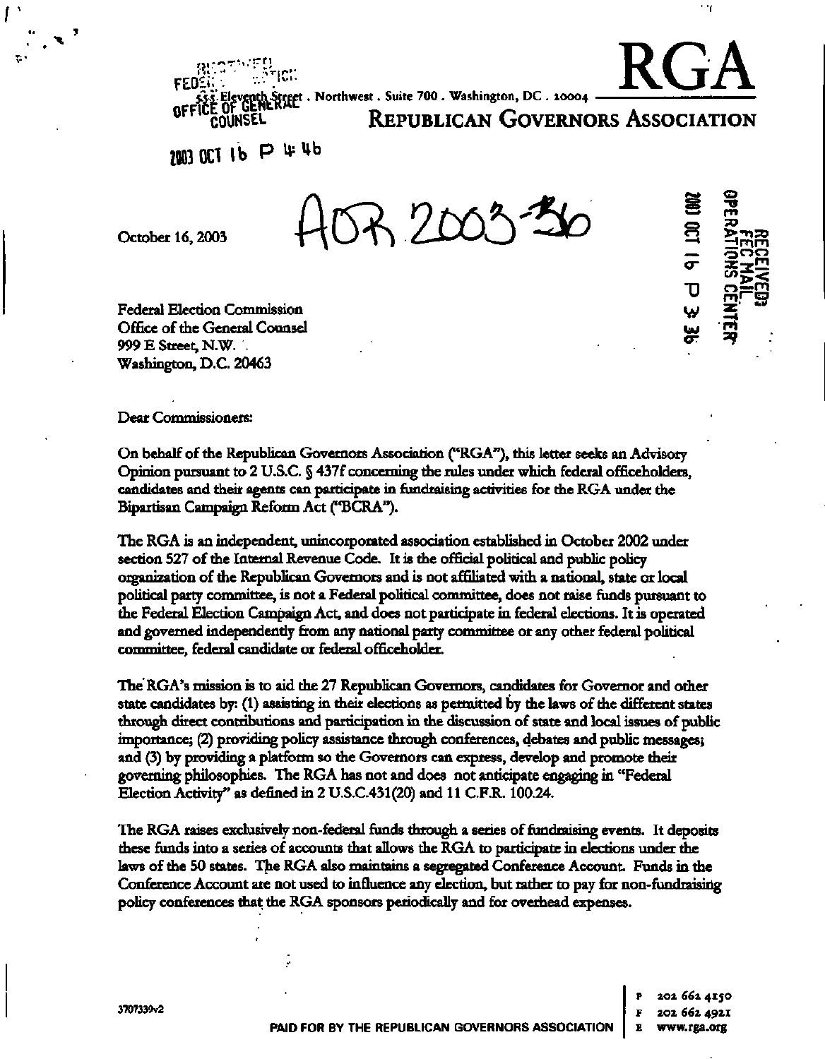RECEIVED
FEDERAL ELECTION COMMISSION
OFFICE OF GENERAL COUNSEL

2003 OCT 16 P 4:46

555 Eleventh Street . Northwest . Suite 700 . Washington, DC . 20004

# RGA

## REPUBLICAN GOVERNORS ASSOCIATION

October 16, 2003

AOR 2003-36

RECEIVED
FEC MAIL
OPERATIONS CENTER
2003 OCT 16 P 3:36

Federal Election Commission
Office of the General Counsel
999 E Street, N.W.
Washington, D.C. 20463

Dear Commissioners:

On behalf of the Republican Governors Association ("RGA"), this letter seeks an Advisory Opinion pursuant to 2 U.S.C. § 437f concerning the rules under which federal officeholders, candidates and their agents can participate in fundraising activities for the RGA under the Bipartisan Campaign Reform Act ("BCRA").

The RGA is an independent, unincorporated association established in October 2002 under section 527 of the Internal Revenue Code. It is the official political and public policy organization of the Republican Governors and is not affiliated with a national, state or local political party committee, is not a Federal political committee, does not raise funds pursuant to the Federal Election Campaign Act, and does not participate in federal elections. It is operated and governed independently from any national party committee or any other federal political committee, federal candidate or federal officeholder.

The RGA's mission is to aid the 27 Republican Governors, candidates for Governor and other state candidates by: (1) assisting in their elections as permitted by the laws of the different states through direct contributions and participation in the discussion of state and local issues of public importance; (2) providing policy assistance through conferences, debates and public messages; and (3) by providing a platform so the Governors can express, develop and promote their governing philosophies. The RGA has not and does not anticipate engaging in "Federal Election Activity" as defined in 2 U.S.C.431(20) and 11 C.F.R. 100.24.

The RGA raises exclusively non-federal funds through a series of fundraising events. It deposits these funds into a series of accounts that allows the RGA to participate in elections under the laws of the 50 states. The RGA also maintains a segregated Conference Account. Funds in the Conference Account are not used to influence any election, but rather to pay for non-fundraising policy conferences that the RGA sponsors periodically and for overhead expenses.

3707339v2

PAID FOR BY THE REPUBLICAN GOVERNORS ASSOCIATION

P 202 662 4150
F 202 662 4921
E www.rga.org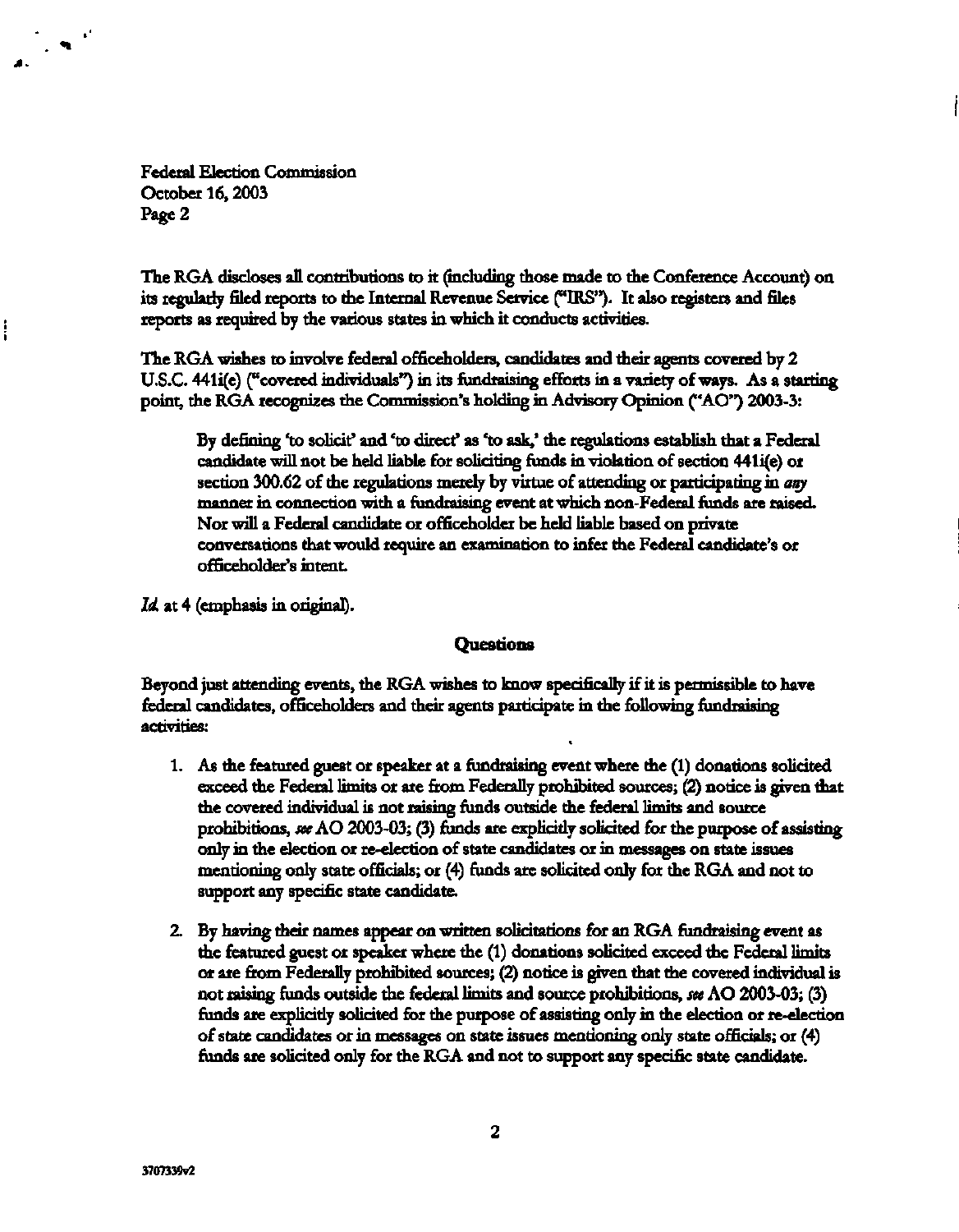Federal Election Commission
October 16, 2003
Page 2

The RGA discloses all contributions to it (including those made to the Conference Account) on its regularly filed reports to the Internal Revenue Service ("IRS"). It also registers and files reports as required by the various states in which it conducts activities.

The RGA wishes to involve federal officeholders, candidates and their agents covered by 2 U.S.C. 441i(e) ("covered individuals") in its fundraising efforts in a variety of ways. As a starting point, the RGA recognizes the Commission's holding in Advisory Opinion ("AO") 2003-3:

> By defining 'to solicit' and 'to direct' as 'to ask,' the regulations establish that a Federal candidate will not be held liable for soliciting funds in violation of section 441i(e) or section 300.62 of the regulations merely by virtue of attending or participating in *any* manner in connection with a fundraising event at which non-Federal funds are raised. Nor will a Federal candidate or officeholder be held liable based on private conversations that would require an examination to infer the Federal candidate's or officeholder's intent.

*Id.* at 4 (emphasis in original).

## Questions

Beyond just attending events, the RGA wishes to know specifically if it is permissible to have federal candidates, officeholders and their agents participate in the following fundraising activities:

1. As the featured guest or speaker at a fundraising event where the (1) donations solicited exceed the Federal limits or are from Federally prohibited sources; (2) notice is given that the covered individual is not raising funds outside the federal limits and source prohibitions, *see* AO 2003-03; (3) funds are explicitly solicited for the purpose of assisting only in the election or re-election of state candidates or in messages on state issues mentioning only state officials; or (4) funds are solicited only for the RGA and not to support any specific state candidate.

2. By having their names appear on written solicitations for an RGA fundraising event as the featured guest or speaker where the (1) donations solicited exceed the Federal limits or are from Federally prohibited sources; (2) notice is given that the covered individual is not raising funds outside the federal limits and source prohibitions, *see* AO 2003-03; (3) funds are explicitly solicited for the purpose of assisting only in the election or re-election of state candidates or in messages on state issues mentioning only state officials; or (4) funds are solicited only for the RGA and not to support any specific state candidate.

3707339v2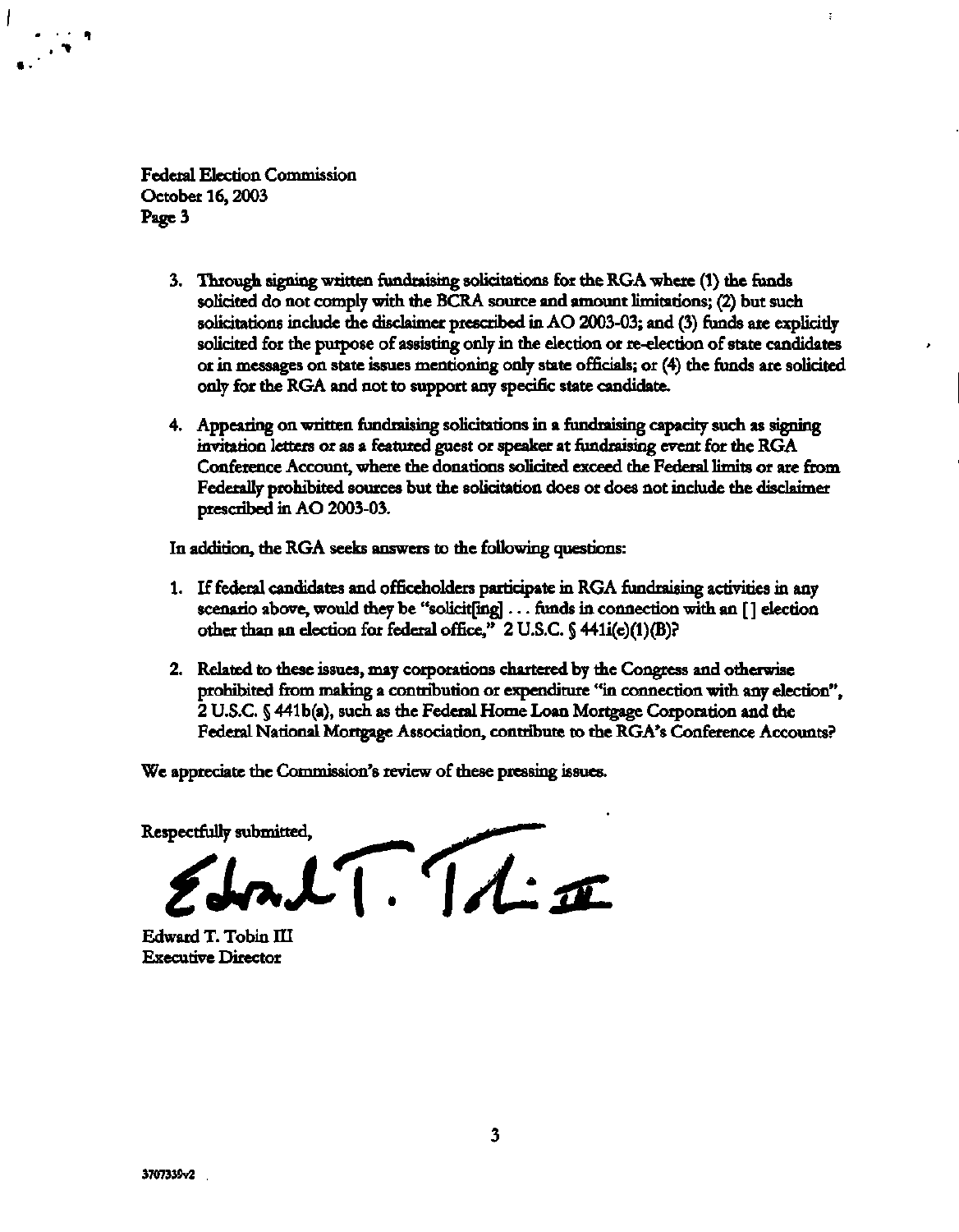Federal Election Commission
October 16, 2003
Page 3

3. Through signing written fundraising solicitations for the RGA where (1) the funds solicited do not comply with the BCRA source and amount limitations; (2) but such solicitations include the disclaimer prescribed in AO 2003-03; and (3) funds are explicitly solicited for the purpose of assisting only in the election or re-election of state candidates or in messages on state issues mentioning only state officials; or (4) the funds are solicited only for the RGA and not to support any specific state candidate.

4. Appearing on written fundraising solicitations in a fundraising capacity such as signing invitation letters or as a featured guest or speaker at fundraising event for the RGA Conference Account, where the donations solicited exceed the Federal limits or are from Federally prohibited sources but the solicitation does or does not include the disclaimer prescribed in AO 2003-03.

In addition, the RGA seeks answers to the following questions:

1. If federal candidates and officeholders participate in RGA fundraising activities in any scenario above, would they be "solicit[ing] . . . funds in connection with an [] election other than an election for federal office," 2 U.S.C. § 441i(e)(1)(B)?

2. Related to these issues, may corporations chartered by the Congress and otherwise prohibited from making a contribution or expenditure "in connection with any election", 2 U.S.C. § 441b(a), such as the Federal Home Loan Mortgage Corporation and the Federal National Mortgage Association, contribute to the RGA's Conference Accounts?

We appreciate the Commission's review of these pressing issues.

Respectfully submitted,

Edward T. Tobin III
Executive Director

3707339v2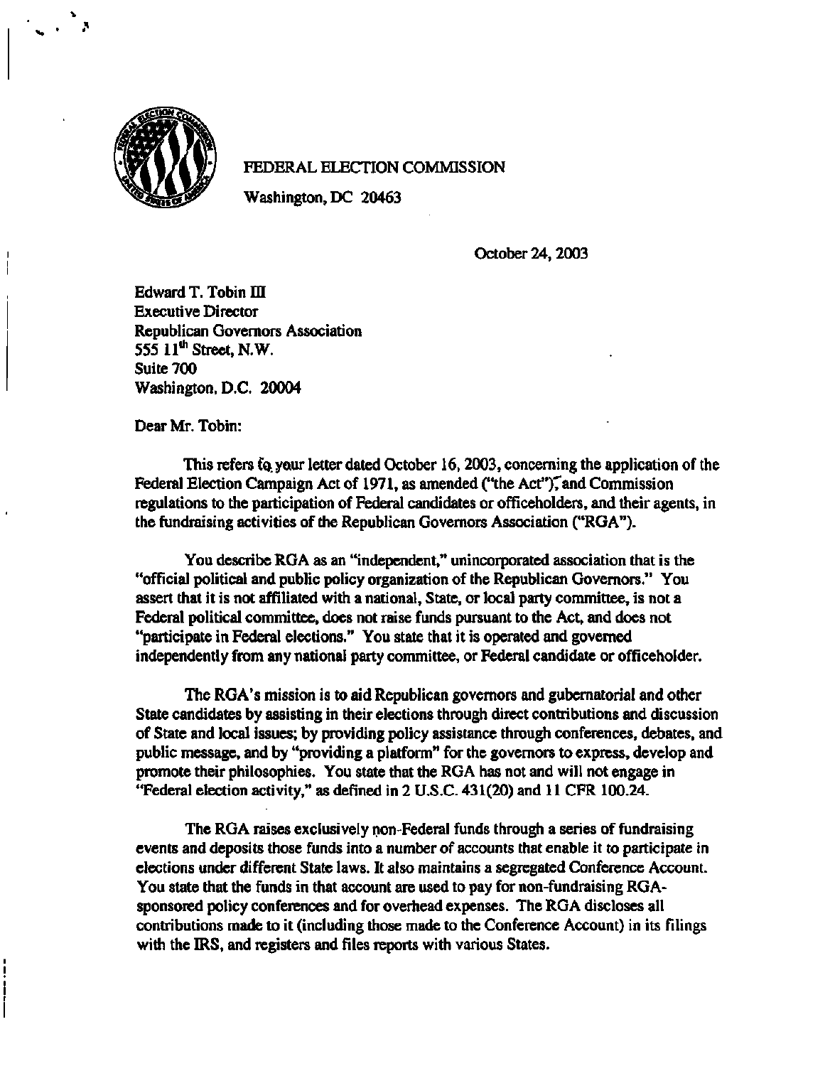FEDERAL ELECTION COMMISSION

Washington, DC 20463

October 24, 2003

Edward T. Tobin III
Executive Director
Republican Governors Association
555 11th Street, N.W.
Suite 700
Washington, D.C. 20004

Dear Mr. Tobin:

This refers to your letter dated October 16, 2003, concerning the application of the Federal Election Campaign Act of 1971, as amended ("the Act"), and Commission regulations to the participation of Federal candidates or officeholders, and their agents, in the fundraising activities of the Republican Governors Association ("RGA").

You describe RGA as an "independent," unincorporated association that is the "official political and public policy organization of the Republican Governors." You assert that it is not affiliated with a national, State, or local party committee, is not a Federal political committee, does not raise funds pursuant to the Act, and does not "participate in Federal elections." You state that it is operated and governed independently from any national party committee, or Federal candidate or officeholder.

The RGA's mission is to aid Republican governors and gubernatorial and other State candidates by assisting in their elections through direct contributions and discussion of State and local issues; by providing policy assistance through conferences, debates, and public message, and by "providing a platform" for the governors to express, develop and promote their philosophies. You state that the RGA has not and will not engage in "Federal election activity," as defined in 2 U.S.C. 431(20) and 11 CFR 100.24.

The RGA raises exclusively non-Federal funds through a series of fundraising events and deposits those funds into a number of accounts that enable it to participate in elections under different State laws. It also maintains a segregated Conference Account. You state that the funds in that account are used to pay for non-fundraising RGA-sponsored policy conferences and for overhead expenses. The RGA discloses all contributions made to it (including those made to the Conference Account) in its filings with the IRS, and registers and files reports with various States.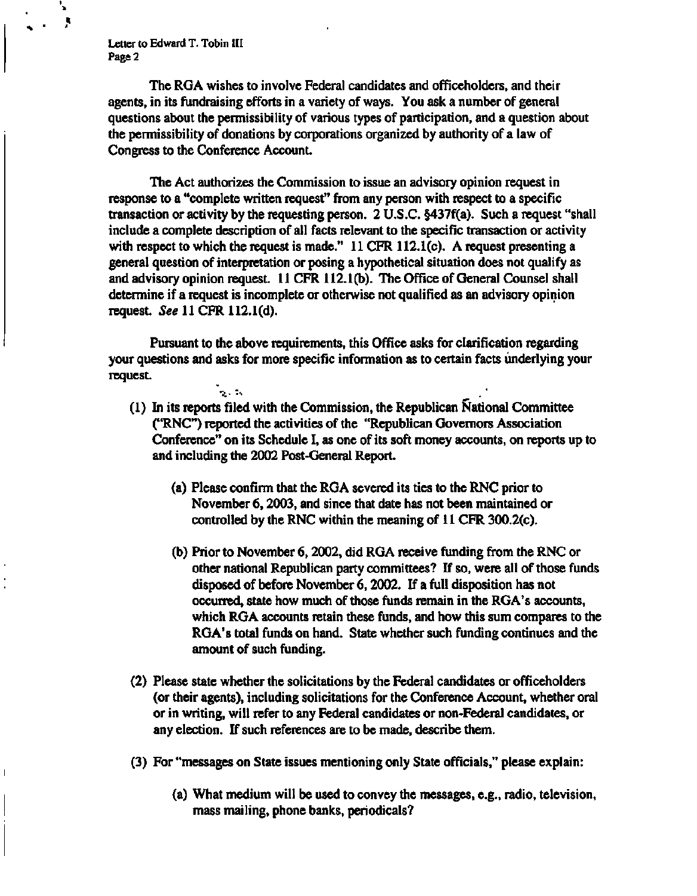The RGA wishes to involve Federal candidates and officeholders, and their agents, in its fundraising efforts in a variety of ways. You ask a number of general questions about the permissibility of various types of participation, and a question about the permissibility of donations by corporations organized by authority of a law of Congress to the Conference Account.

The Act authorizes the Commission to issue an advisory opinion request in response to a "complete written request" from any person with respect to a specific transaction or activity by the requesting person. 2 U.S.C. §437f(a). Such a request "shall include a complete description of all facts relevant to the specific transaction or activity with respect to which the request is made." 11 CFR 112.1(c). A request presenting a general question of interpretation or posing a hypothetical situation does not qualify as and advisory opinion request. 11 CFR 112.1(b). The Office of General Counsel shall determine if a request is incomplete or otherwise not qualified as an advisory opinion request. *See* 11 CFR 112.1(d).

Pursuant to the above requirements, this Office asks for clarification regarding your questions and asks for more specific information as to certain facts underlying your request.

(1) In its reports filed with the Commission, the Republican National Committee ("RNC") reported the activities of the "Republican Governors Association Conference" on its Schedule I, as one of its soft money accounts, on reports up to and including the 2002 Post-General Report.

   (a) Please confirm that the RGA severed its ties to the RNC prior to November 6, 2003, and since that date has not been maintained or controlled by the RNC within the meaning of 11 CFR 300.2(c).

   (b) Prior to November 6, 2002, did RGA receive funding from the RNC or other national Republican party committees? If so, were all of those funds disposed of before November 6, 2002. If a full disposition has not occurred, state how much of those funds remain in the RGA's accounts, which RGA accounts retain these funds, and how this sum compares to the RGA's total funds on hand. State whether such funding continues and the amount of such funding.

(2) Please state whether the solicitations by the Federal candidates or officeholders (or their agents), including solicitations for the Conference Account, whether oral or in writing, will refer to any Federal candidates or non-Federal candidates, or any election. If such references are to be made, describe them.

(3) For "messages on State issues mentioning only State officials," please explain:

   (a) What medium will be used to convey the messages, e.g., radio, television, mass mailing, phone banks, periodicals?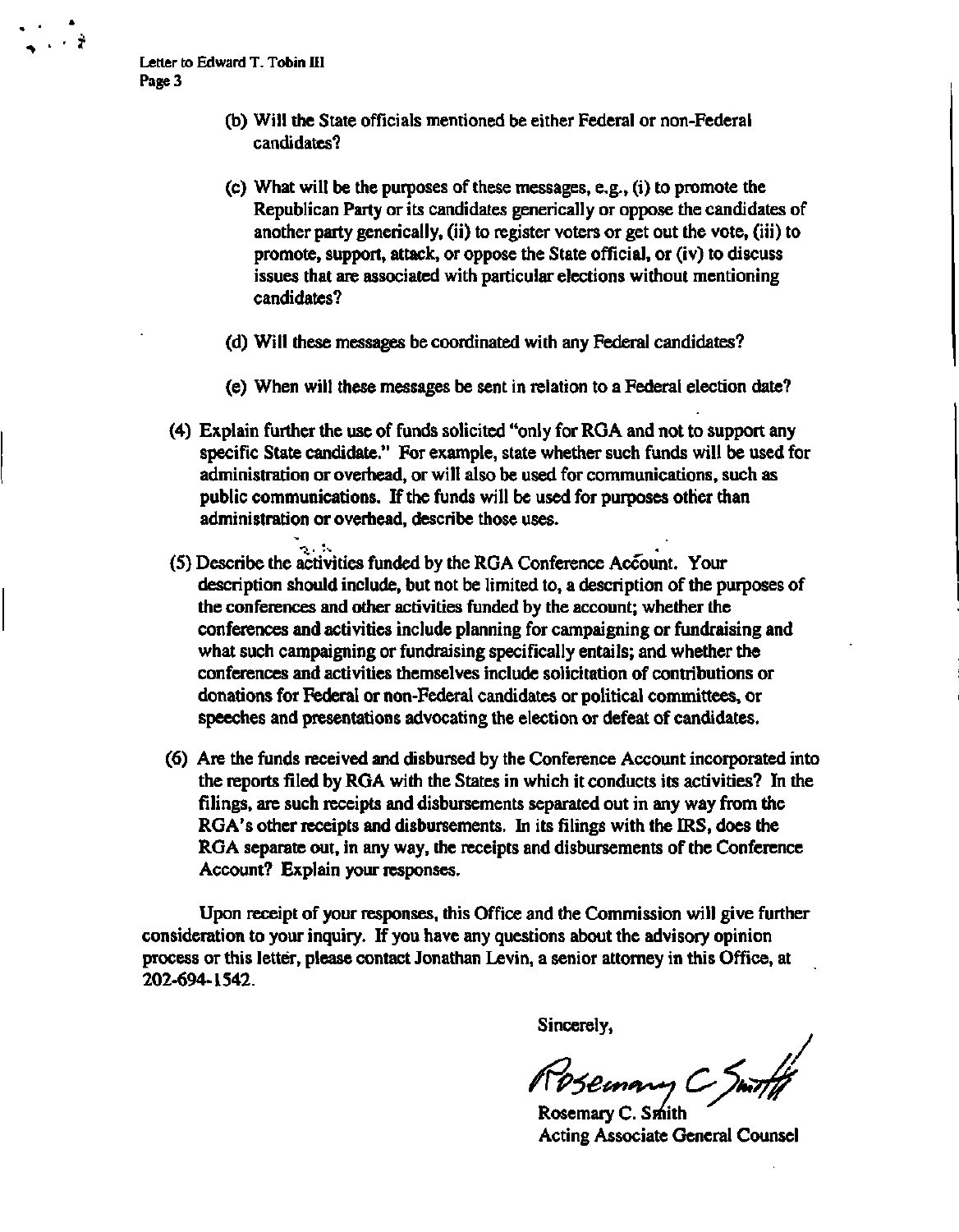(b) Will the State officials mentioned be either Federal or non-Federal candidates?

(c) What will be the purposes of these messages, e.g., (i) to promote the Republican Party or its candidates generically or oppose the candidates of another party generically, (ii) to register voters or get out the vote, (iii) to promote, support, attack, or oppose the State official, or (iv) to discuss issues that are associated with particular elections without mentioning candidates?

(d) Will these messages be coordinated with any Federal candidates?

(e) When will these messages be sent in relation to a Federal election date?

(4) Explain further the use of funds solicited "only for RGA and not to support any specific State candidate." For example, state whether such funds will be used for administration or overhead, or will also be used for communications, such as public communications. If the funds will be used for purposes other than administration or overhead, describe those uses.

(5) Describe the activities funded by the RGA Conference Account. Your description should include, but not be limited to, a description of the purposes of the conferences and other activities funded by the account; whether the conferences and activities include planning for campaigning or fundraising and what such campaigning or fundraising specifically entails; and whether the conferences and activities themselves include solicitation of contributions or donations for Federal or non-Federal candidates or political committees, or speeches and presentations advocating the election or defeat of candidates.

(6) Are the funds received and disbursed by the Conference Account incorporated into the reports filed by RGA with the States in which it conducts its activities? In the filings, are such receipts and disbursements separated out in any way from the RGA's other receipts and disbursements. In its filings with the IRS, does the RGA separate out, in any way, the receipts and disbursements of the Conference Account? Explain your responses.

Upon receipt of your responses, this Office and the Commission will give further consideration to your inquiry. If you have any questions about the advisory opinion process or this letter, please contact Jonathan Levin, a senior attorney in this Office, at 202-694-1542.

Sincerely,

Rosemary C. Smith

Rosemary C. Smith
Acting Associate General Counsel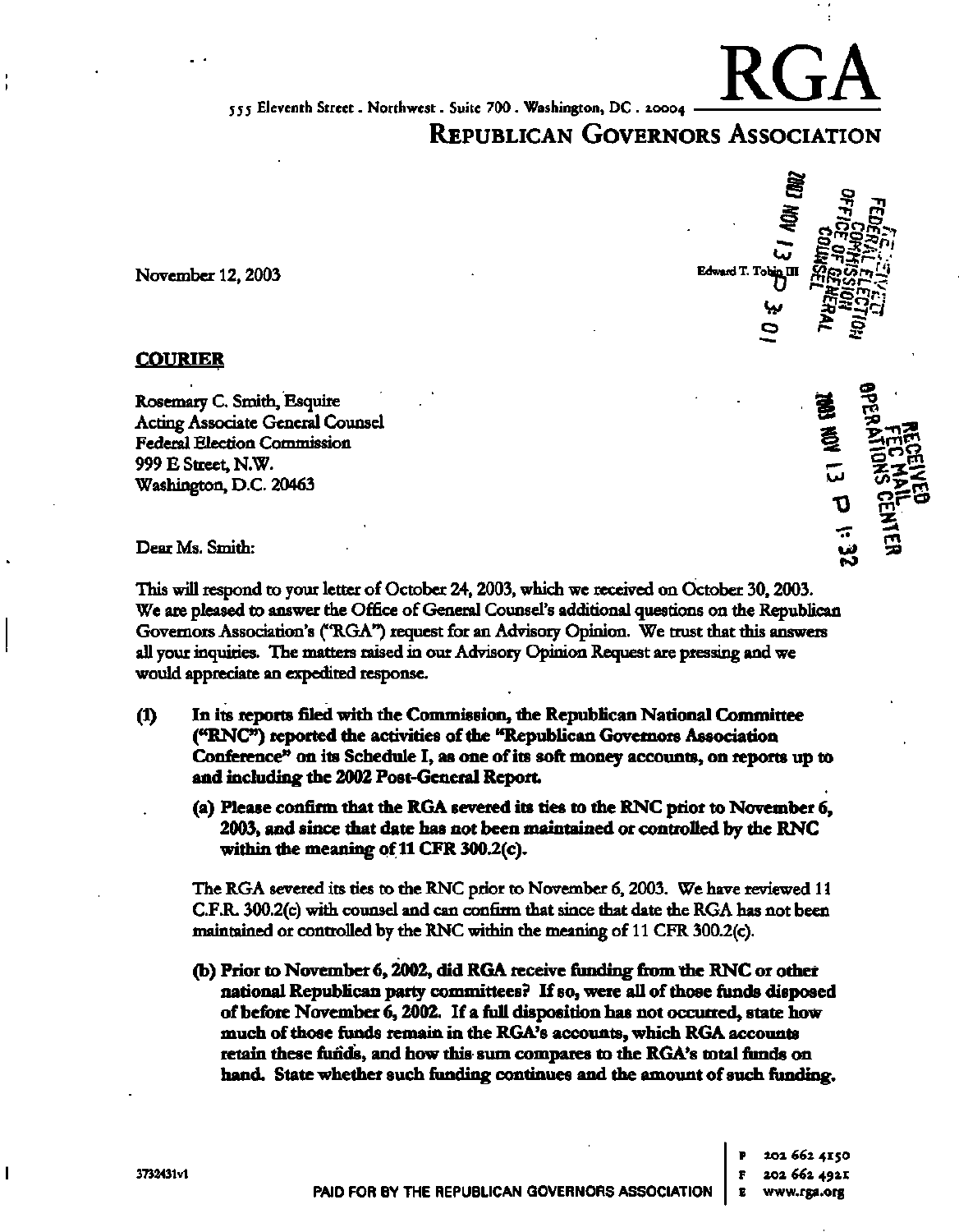555 Eleventh Street . Northwest . Suite 700 . Washington, DC . 20004

# RGA

## REPUBLICAN GOVERNORS ASSOCIATION

Edward T. Tobin III

RECEIVED FEDERAL ELECTION COMMISSION OFFICE OF GENERAL COUNSEL 2003 NOV 13 P 3:01

RECEIVED FEC MAIL OPERATIONS CENTER 2003 NOV 13 P 1:32

November 12, 2003

**COURIER**

Rosemary C. Smith, Esquire
Acting Associate General Counsel
Federal Election Commission
999 E Street, N.W.
Washington, D.C. 20463

Dear Ms. Smith:

This will respond to your letter of October 24, 2003, which we received on October 30, 2003. We are pleased to answer the Office of General Counsel's additional questions on the Republican Governors Association's ("RGA") request for an Advisory Opinion. We trust that this answers all your inquiries. The matters raised in our Advisory Opinion Request are pressing and we would appreciate an expedited response.

**(1) In its reports filed with the Commission, the Republican National Committee ("RNC") reported the activities of the "Republican Governors Association Conference" on its Schedule I, as one of its soft money accounts, on reports up to and including the 2002 Post-General Report.**

**(a) Please confirm that the RGA severed its ties to the RNC prior to November 6, 2003, and since that date has not been maintained or controlled by the RNC within the meaning of 11 CFR 300.2(c).**

The RGA severed its ties to the RNC prior to November 6, 2003. We have reviewed 11 C.F.R. 300.2(c) with counsel and can confirm that since that date the RGA has not been maintained or controlled by the RNC within the meaning of 11 CFR 300.2(c).

**(b) Prior to November 6, 2002, did RGA receive funding from the RNC or other national Republican party committees? If so, were all of those funds disposed of before November 6, 2002. If a full disposition has not occurred, state how much of those funds remain in the RGA's accounts, which RGA accounts retain these funds, and how this sum compares to the RGA's total funds on hand. State whether such funding continues and the amount of such funding.**

3732431v1

PAID FOR BY THE REPUBLICAN GOVERNORS ASSOCIATION

P 202 662 4150
F 202 662 4921
E www.rga.org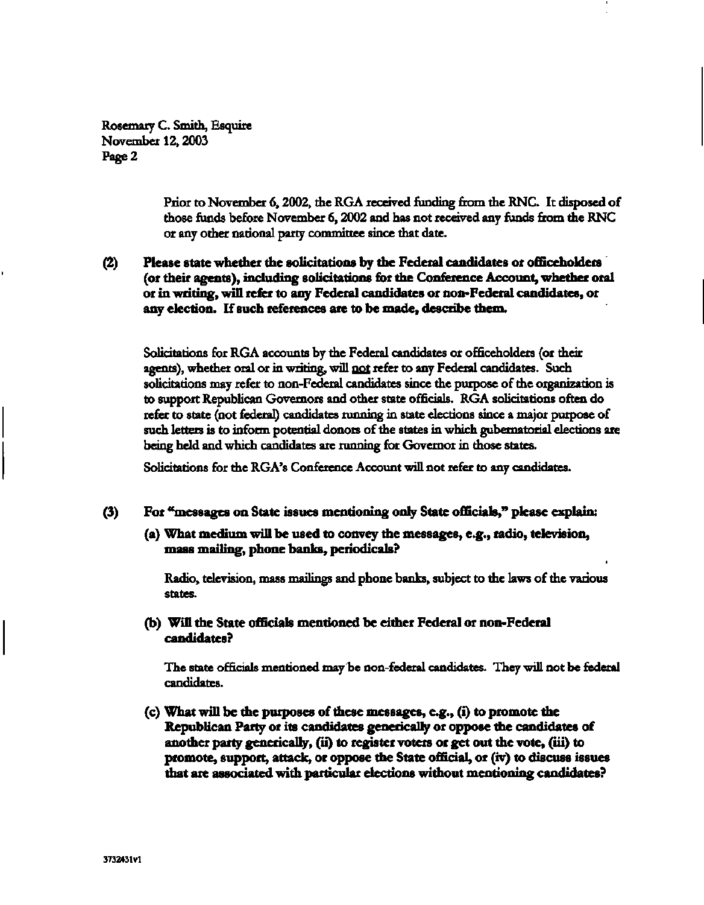Rosemary C. Smith, Esquire
November 12, 2003
Page 2

Prior to November 6, 2002, the RGA received funding from the RNC. It disposed of those funds before November 6, 2002 and has not received any funds from the RNC or any other national party committee since that date.

**(2) Please state whether the solicitations by the Federal candidates or officeholders (or their agents), including solicitations for the Conference Account, whether oral or in writing, will refer to any Federal candidates or non-Federal candidates, or any election. If such references are to be made, describe them.**

Solicitations for RGA accounts by the Federal candidates or officeholders (or their agents), whether oral or in writing, will <u>not</u> refer to any Federal candidates. Such solicitations may refer to non-Federal candidates since the purpose of the organization is to support Republican Governors and other state officials. RGA solicitations often do refer to state (not federal) candidates running in state elections since a major purpose of such letters is to inform potential donors of the states in which gubernatorial elections are being held and which candidates are running for Governor in those states.

Solicitations for the RGA's Conference Account will not refer to any candidates.

**(3) For "messages on State issues mentioning only State officials," please explain:**

**(a) What medium will be used to convey the messages, e.g., radio, television, mass mailing, phone banks, periodicals?**

Radio, television, mass mailings and phone banks, subject to the laws of the various states.

**(b) Will the State officials mentioned be either Federal or non-Federal candidates?**

The state officials mentioned may be non-federal candidates. They will not be federal candidates.

**(c) What will be the purposes of these messages, e.g., (i) to promote the Republican Party or its candidates generically or oppose the candidates of another party generically, (ii) to register voters or get out the vote, (iii) to promote, support, attack, or oppose the State official, or (iv) to discuss issues that are associated with particular elections without mentioning candidates?**

3732431v1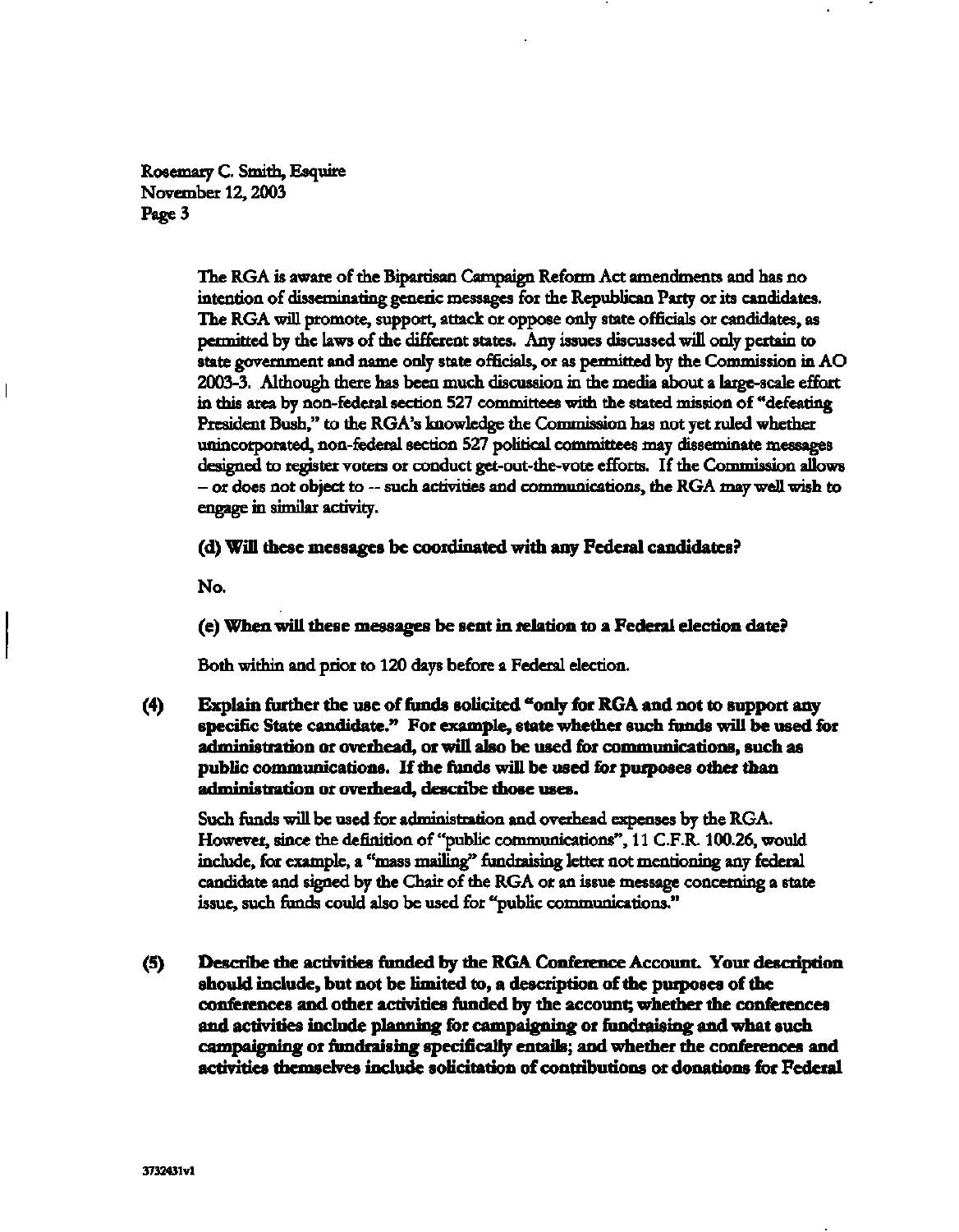Rosemary C. Smith, Esquire
November 12, 2003
Page 3

The RGA is aware of the Bipartisan Campaign Reform Act amendments and has no intention of disseminating generic messages for the Republican Party or its candidates. The RGA will promote, support, attack or oppose only state officials or candidates, as permitted by the laws of the different states. Any issues discussed will only pertain to state government and name only state officials, or as permitted by the Commission in AO 2003-3. Although there has been much discussion in the media about a large-scale effort in this area by non-federal section 527 committees with the stated mission of "defeating President Bush," to the RGA's knowledge the Commission has not yet ruled whether unincorporated, non-federal section 527 political committees may disseminate messages designed to register voters or conduct get-out-the-vote efforts. If the Commission allows – or does not object to -- such activities and communications, the RGA may well wish to engage in similar activity.

**(d) Will these messages be coordinated with any Federal candidates?**

No.

**(e) When will these messages be sent in relation to a Federal election date?**

Both within and prior to 120 days before a Federal election.

**(4) Explain further the use of funds solicited "only for RGA and not to support any specific State candidate." For example, state whether such funds will be used for administration or overhead, or will also be used for communications, such as public communications. If the funds will be used for purposes other than administration or overhead, describe those uses.**

Such funds will be used for administration and overhead expenses by the RGA. However, since the definition of "public communications", 11 C.F.R. 100.26, would include, for example, a "mass mailing" fundraising letter not mentioning any federal candidate and signed by the Chair of the RGA or an issue message concerning a state issue, such funds could also be used for "public communications."

**(5) Describe the activities funded by the RGA Conference Account. Your description should include, but not be limited to, a description of the purposes of the conferences and other activities funded by the account; whether the conferences and activities include planning for campaigning or fundraising and what such campaigning or fundraising specifically entails; and whether the conferences and activities themselves include solicitation of contributions or donations for Federal**

3732431v1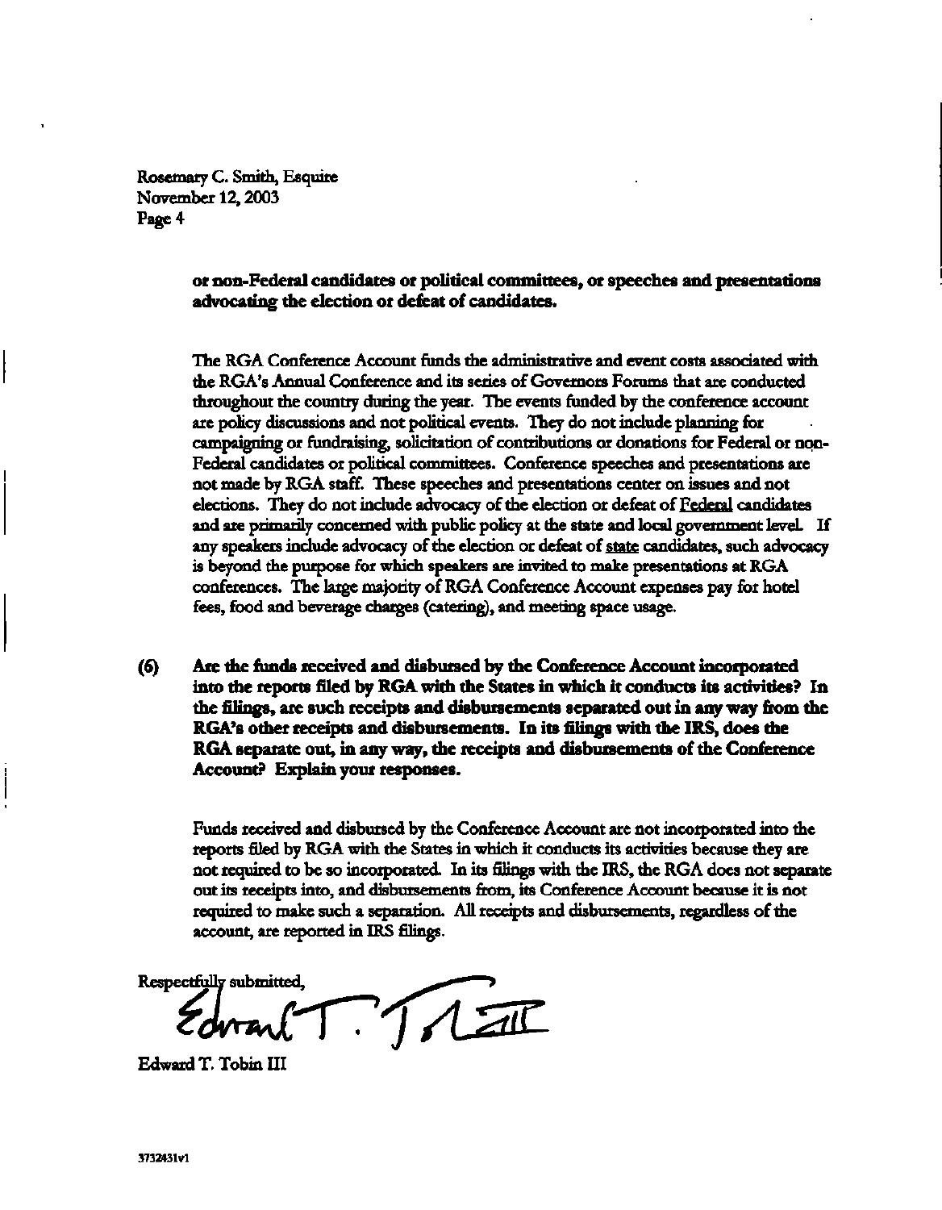Rosemary C. Smith, Esquire
November 12, 2003
Page 4

**or non-Federal candidates or political committees, or speeches and presentations advocating the election or defeat of candidates.**

The RGA Conference Account funds the administrative and event costs associated with the RGA's Annual Conference and its series of Governors Forums that are conducted throughout the country during the year. The events funded by the conference account are policy discussions and not political events. They do not include planning for campaigning or fundraising, solicitation of contributions or donations for Federal or non-Federal candidates or political committees. Conference speeches and presentations are not made by RGA staff. These speeches and presentations center on issues and not elections. They do not include advocacy of the election or defeat of <u>Federal</u> candidates and are primarily concerned with public policy at the state and local government level. If any speakers include advocacy of the election or defeat of <u>state</u> candidates, such advocacy is beyond the purpose for which speakers are invited to make presentations at RGA conferences. The large majority of RGA Conference Account expenses pay for hotel fees, food and beverage charges (catering), and meeting space usage.

**(6) Are the funds received and disbursed by the Conference Account incorporated into the reports filed by RGA with the States in which it conducts its activities? In the filings, are such receipts and disbursements separated out in any way from the RGA's other receipts and disbursements. In its filings with the IRS, does the RGA separate out, in any way, the receipts and disbursements of the Conference Account? Explain your responses.**

Funds received and disbursed by the Conference Account are not incorporated into the reports filed by RGA with the States in which it conducts its activities because they are not required to be so incorporated. In its filings with the IRS, the RGA does not separate out its receipts into, and disbursements from, its Conference Account because it is not required to make such a separation. All receipts and disbursements, regardless of the account, are reported in IRS filings.

Respectfully submitted,

Edward T. Tobin III

Edward T. Tobin III

3732431v1